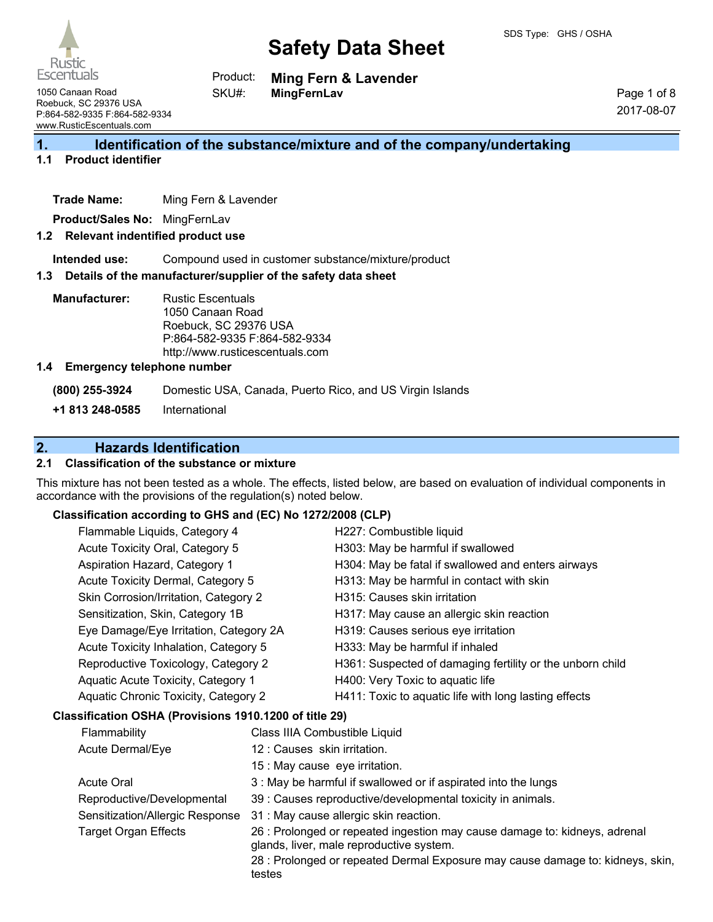# Safety Data Sheet

SDS Type: GHS / OSHA

Rustic Escentuals
1050 Canaan Road
Roebuck, SC 29376 USA
P:864-582-9335 F:864-582-9334
www.RusticEscentuals.com

Product: **Ming Fern & Lavender**
SKU#: **MingFernLav**

2017-08-07

## 1. Identification of the substance/mixture and of the company/undertaking

### 1.1 Product identifier

**Trade Name:** Ming Fern & Lavender

**Product/Sales No:** MingFernLav

### 1.2 Relevant indentified product use

**Intended use:** Compound used in customer substance/mixture/product

### 1.3 Details of the manufacturer/supplier of the safety data sheet

**Manufacturer:** Rustic Escentuals
1050 Canaan Road
Roebuck, SC 29376 USA
P:864-582-9335 F:864-582-9334
http://www.rusticescentuals.com

### 1.4 Emergency telephone number

**(800) 255-3924** Domestic USA, Canada, Puerto Rico, and US Virgin Islands

**+1 813 248-0585** International

## 2. Hazards Identification

### 2.1 Classification of the substance or mixture

This mixture has not been tested as a whole. The effects, listed below, are based on evaluation of individual components in accordance with the provisions of the regulation(s) noted below.

**Classification according to GHS and (EC) No 1272/2008 (CLP)**

| | |
|---|---|
| Flammable Liquids, Category 4 | H227: Combustible liquid |
| Acute Toxicity Oral, Category 5 | H303: May be harmful if swallowed |
| Aspiration Hazard, Category 1 | H304: May be fatal if swallowed and enters airways |
| Acute Toxicity Dermal, Category 5 | H313: May be harmful in contact with skin |
| Skin Corrosion/Irritation, Category 2 | H315: Causes skin irritation |
| Sensitization, Skin, Category 1B | H317: May cause an allergic skin reaction |
| Eye Damage/Eye Irritation, Category 2A | H319: Causes serious eye irritation |
| Acute Toxicity Inhalation, Category 5 | H333: May be harmful if inhaled |
| Reproductive Toxicology, Category 2 | H361: Suspected of damaging fertility or the unborn child |
| Aquatic Acute Toxicity, Category 1 | H400: Very Toxic to aquatic life |
| Aquatic Chronic Toxicity, Category 2 | H411: Toxic to aquatic life with long lasting effects |

**Classification OSHA (Provisions 1910.1200 of title 29)**

| | |
|---|---|
| Flammability | Class IIIA Combustible Liquid |
| Acute Dermal/Eye | 12 : Causes skin irritation. |
| | 15 : May cause eye irritation. |
| Acute Oral | 3 : May be harmful if swallowed or if aspirated into the lungs |
| Reproductive/Developmental | 39 : Causes reproductive/developmental toxicity in animals. |
| Sensitization/Allergic Response | 31 : May cause allergic skin reaction. |
| Target Organ Effects | 26 : Prolonged or repeated ingestion may cause damage to: kidneys, adrenal glands, liver, male reproductive system. |
| | 28 : Prolonged or repeated Dermal Exposure may cause damage to: kidneys, skin, testes |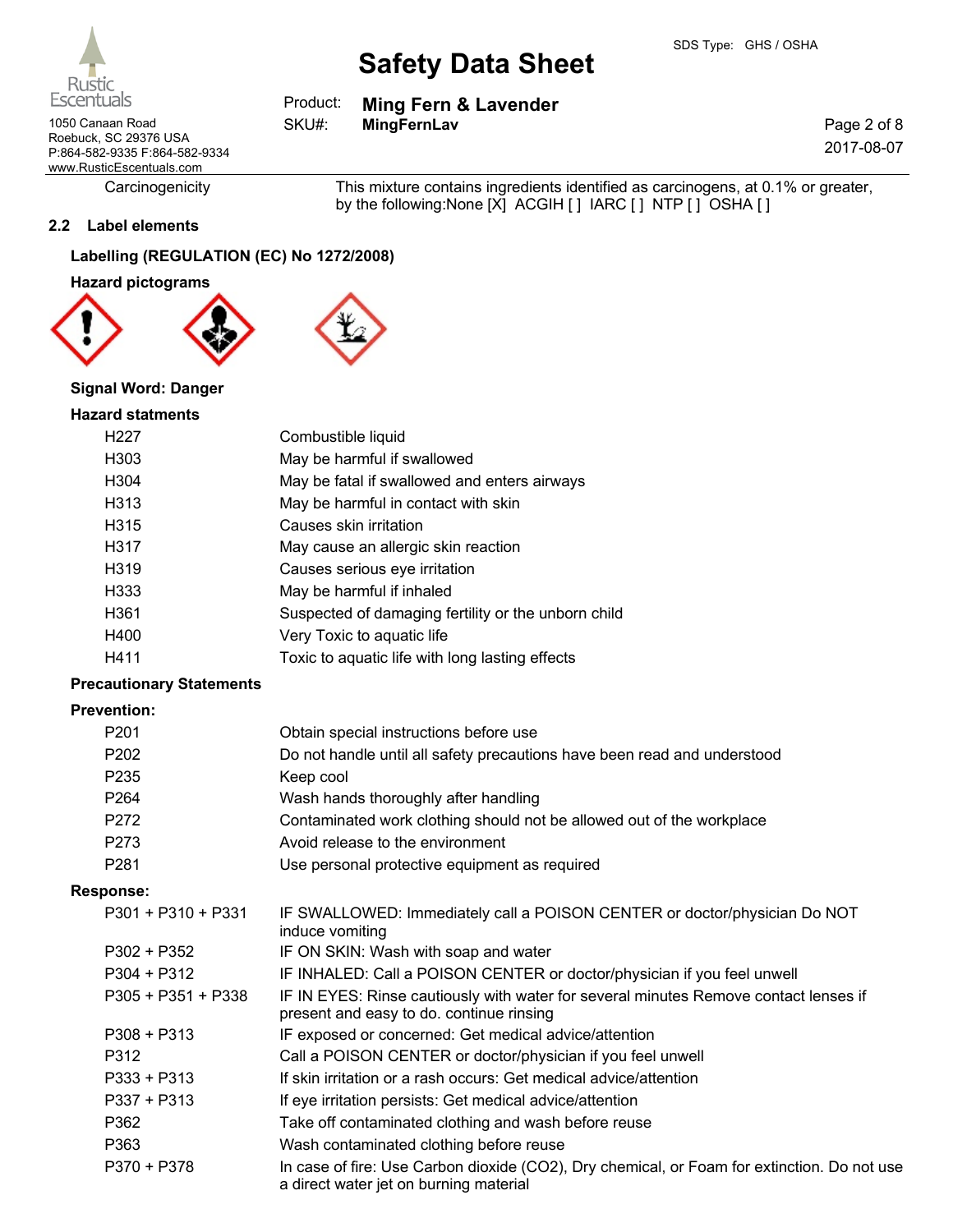| | |
|---|---|
| Carcinogenicity | This mixture contains ingredients identified as carcinogens, at 0.1% or greater, by the following:None [X]  ACGIH [ ]  IARC [ ]  NTP [ ]  OSHA [ ] |

## 2.2 Label elements

### Labelling (REGULATION (EC) No 1272/2008)

**Hazard pictograms**

**Signal Word: Danger**

**Hazard statments**

| | |
|---|---|
| H227 | Combustible liquid |
| H303 | May be harmful if swallowed |
| H304 | May be fatal if swallowed and enters airways |
| H313 | May be harmful in contact with skin |
| H315 | Causes skin irritation |
| H317 | May cause an allergic skin reaction |
| H319 | Causes serious eye irritation |
| H333 | May be harmful if inhaled |
| H361 | Suspected of damaging fertility or the unborn child |
| H400 | Very Toxic to aquatic life |
| H411 | Toxic to aquatic life with long lasting effects |

**Precautionary Statements**

**Prevention:**

| | |
|---|---|
| P201 | Obtain special instructions before use |
| P202 | Do not handle until all safety precautions have been read and understood |
| P235 | Keep cool |
| P264 | Wash hands thoroughly after handling |
| P272 | Contaminated work clothing should not be allowed out of the workplace |
| P273 | Avoid release to the environment |
| P281 | Use personal protective equipment as required |

**Response:**

| | |
|---|---|
| P301 + P310 + P331 | IF SWALLOWED: Immediately call a POISON CENTER or doctor/physician Do NOT induce vomiting |
| P302 + P352 | IF ON SKIN: Wash with soap and water |
| P304 + P312 | IF INHALED: Call a POISON CENTER or doctor/physician if you feel unwell |
| P305 + P351 + P338 | IF IN EYES: Rinse cautiously with water for several minutes Remove contact lenses if present and easy to do. continue rinsing |
| P308 + P313 | IF exposed or concerned: Get medical advice/attention |
| P312 | Call a POISON CENTER or doctor/physician if you feel unwell |
| P333 + P313 | If skin irritation or a rash occurs: Get medical advice/attention |
| P337 + P313 | If eye irritation persists: Get medical advice/attention |
| P362 | Take off contaminated clothing and wash before reuse |
| P363 | Wash contaminated clothing before reuse |
| P370 + P378 | In case of fire: Use Carbon dioxide ($CO_2$), Dry chemical, or Foam for extinction. Do not use a direct water jet on burning material |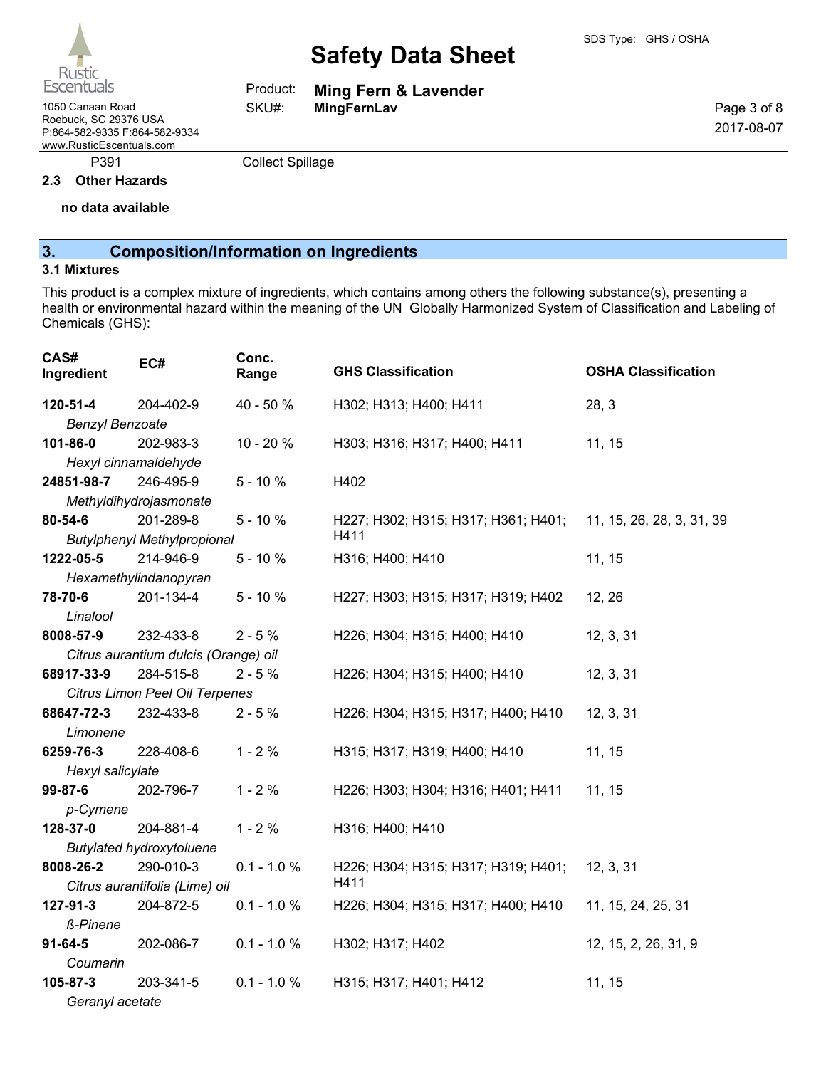| P391 | Collect Spillage |
|---|---|

**2.3 Other Hazards**

**no data available**

## 3. Composition/Information on Ingredients

### 3.1 Mixtures

This product is a complex mixture of ingredients, which contains among others the following substance(s), presenting a health or environmental hazard within the meaning of the UN Globally Harmonized System of Classification and Labeling of Chemicals (GHS):

| CAS# Ingredient | EC# | Conc. Range | GHS Classification | OSHA Classification |
|---|---|---|---|---|
| **120-51-4** *Benzyl Benzoate* | 204-402-9 | 40 - 50 % | H302; H313; H400; H411 | 28, 3 |
| **101-86-0** *Hexyl cinnamaldehyde* | 202-983-3 | 10 - 20 % | H303; H316; H317; H400; H411 | 11, 15 |
| **24851-98-7** *Methyldihydrojasmonate* | 246-495-9 | 5 - 10 % | H402 | |
| **80-54-6** *Butylphenyl Methylpropional* | 201-289-8 | 5 - 10 % | H227; H302; H315; H317; H361; H401; H411 | 11, 15, 26, 28, 3, 31, 39 |
| **1222-05-5** *Hexamethylindanopyran* | 214-946-9 | 5 - 10 % | H316; H400; H410 | 11, 15 |
| **78-70-6** *Linalool* | 201-134-4 | 5 - 10 % | H227; H303; H315; H317; H319; H402 | 12, 26 |
| **8008-57-9** *Citrus aurantium dulcis (Orange) oil* | 232-433-8 | 2 - 5 % | H226; H304; H315; H400; H410 | 12, 3, 31 |
| **68917-33-9** *Citrus Limon Peel Oil Terpenes* | 284-515-8 | 2 - 5 % | H226; H304; H315; H400; H410 | 12, 3, 31 |
| **68647-72-3** *Limonene* | 232-433-8 | 2 - 5 % | H226; H304; H315; H317; H400; H410 | 12, 3, 31 |
| **6259-76-3** *Hexyl salicylate* | 228-408-6 | 1 - 2 % | H315; H317; H319; H400; H410 | 11, 15 |
| **99-87-6** *p-Cymene* | 202-796-7 | 1 - 2 % | H226; H303; H304; H316; H401; H411 | 11, 15 |
| **128-37-0** *Butylated hydroxytoluene* | 204-881-4 | 1 - 2 % | H316; H400; H410 | |
| **8008-26-2** *Citrus aurantifolia (Lime) oil* | 290-010-3 | 0.1 - 1.0 % | H226; H304; H315; H317; H319; H401; H411 | 12, 3, 31 |
| **127-91-3** *ß-Pinene* | 204-872-5 | 0.1 - 1.0 % | H226; H304; H315; H317; H400; H410 | 11, 15, 24, 25, 31 |
| **91-64-5** *Coumarin* | 202-086-7 | 0.1 - 1.0 % | H302; H317; H402 | 12, 15, 2, 26, 31, 9 |
| **105-87-3** *Geranyl acetate* | 203-341-5 | 0.1 - 1.0 % | H315; H317; H401; H412 | 11, 15 |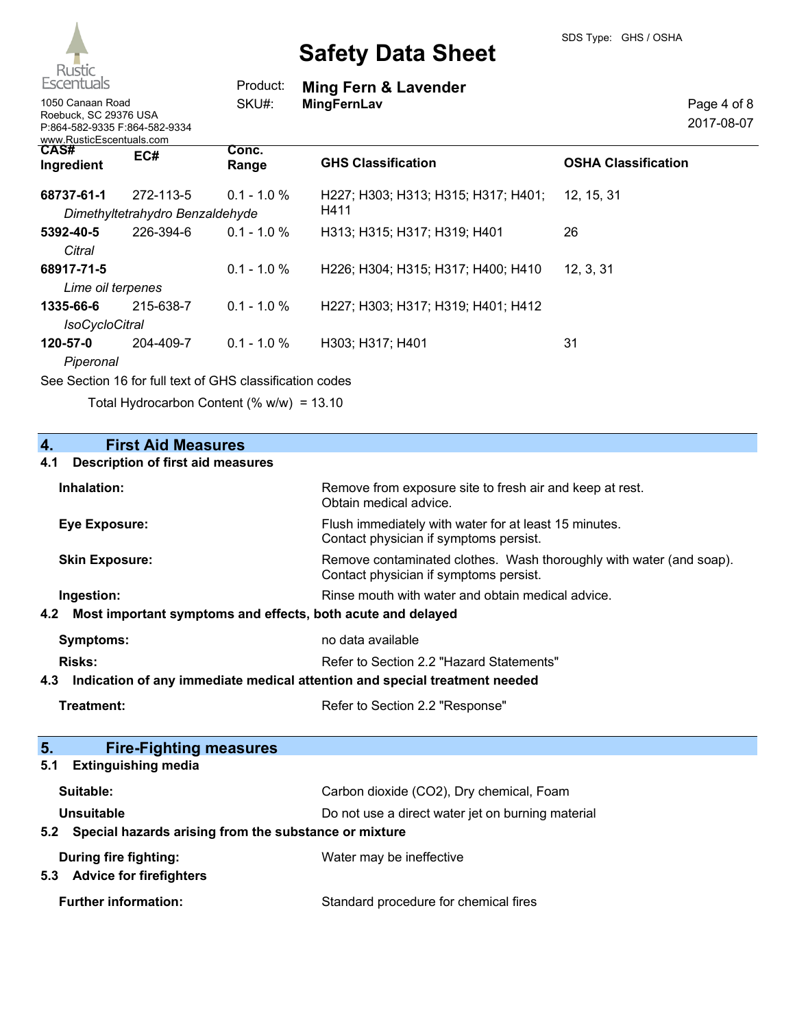| CAS# Ingredient | EC# | Conc. Range | GHS Classification | OSHA Classification |
|---|---|---|---|---|
| **68737-61-1** *Dimethyltetrahydro Benzaldehyde* | 272-113-5 | 0.1 - 1.0 % | H227; H303; H313; H315; H317; H401; H411 | 12, 15, 31 |
| **5392-40-5** *Citral* | 226-394-6 | 0.1 - 1.0 % | H313; H315; H317; H319; H401 | 26 |
| **68917-71-5** *Lime oil terpenes* | | 0.1 - 1.0 % | H226; H304; H315; H317; H400; H410 | 12, 3, 31 |
| **1335-66-6** *IsoCycloCitral* | 215-638-7 | 0.1 - 1.0 % | H227; H303; H317; H319; H401; H412 | |
| **120-57-0** *Piperonal* | 204-409-7 | 0.1 - 1.0 % | H303; H317; H401 | 31 |

See Section 16 for full text of GHS classification codes

Total Hydrocarbon Content (% w/w) = 13.10

## 4. First Aid Measures

### 4.1 Description of first aid measures

**Inhalation:** Remove from exposure site to fresh air and keep at rest. Obtain medical advice.

**Eye Exposure:** Flush immediately with water for at least 15 minutes. Contact physician if symptoms persist.

**Skin Exposure:** Remove contaminated clothes. Wash thoroughly with water (and soap). Contact physician if symptoms persist.

**Ingestion:** Rinse mouth with water and obtain medical advice.

### 4.2 Most important symptoms and effects, both acute and delayed

**Symptoms:** no data available

**Risks:** Refer to Section 2.2 "Hazard Statements"

### 4.3 Indication of any immediate medical attention and special treatment needed

**Treatment:** Refer to Section 2.2 "Response"

## 5. Fire-Fighting measures

### 5.1 Extinguishing media

**Suitable:** Carbon dioxide ($CO_2$), Dry chemical, Foam

**Unsuitable** Do not use a direct water jet on burning material

### 5.2 Special hazards arising from the substance or mixture

**During fire fighting:** Water may be ineffective

### 5.3 Advice for firefighters

**Further information:** Standard procedure for chemical fires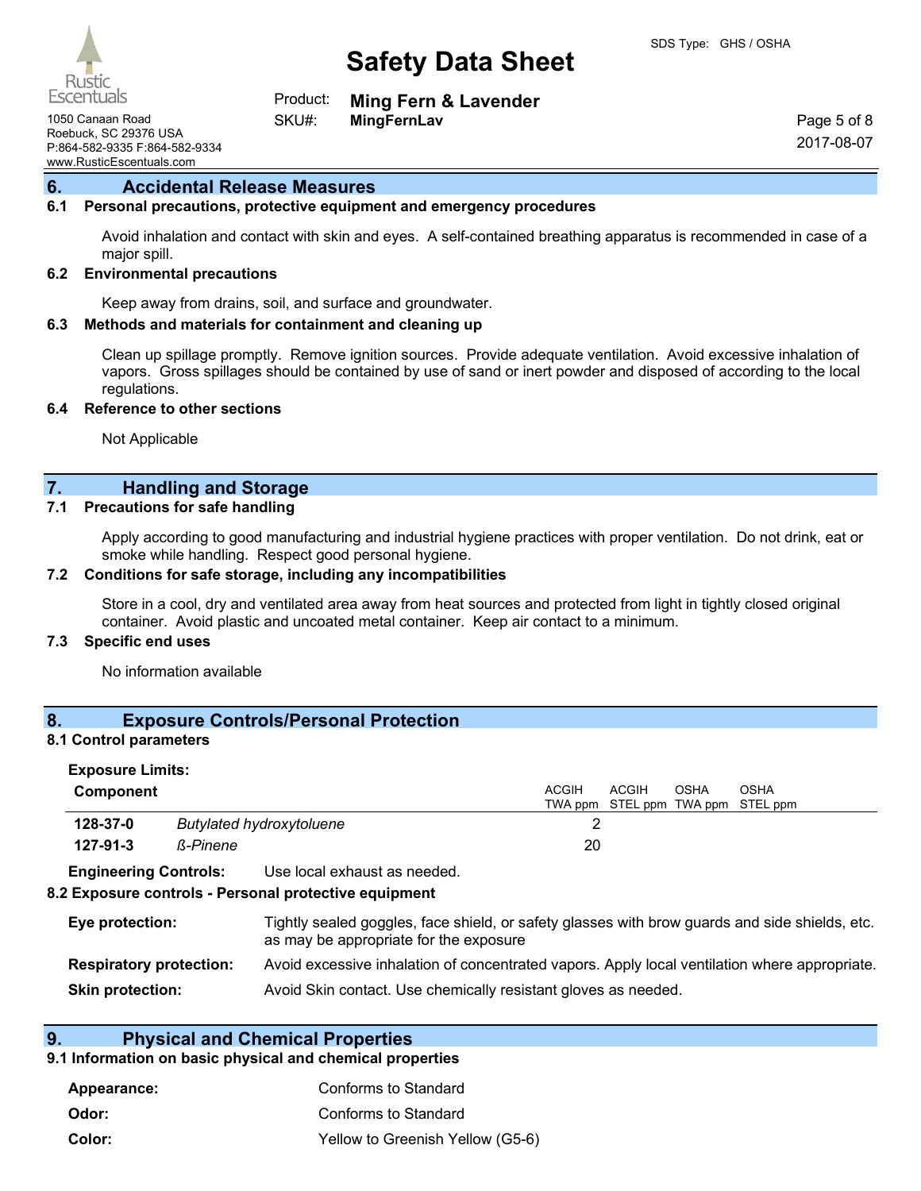## 6. Accidental Release Measures

### 6.1 Personal precautions, protective equipment and emergency procedures

Avoid inhalation and contact with skin and eyes. A self-contained breathing apparatus is recommended in case of a major spill.

### 6.2 Environmental precautions

Keep away from drains, soil, and surface and groundwater.

### 6.3 Methods and materials for containment and cleaning up

Clean up spillage promptly. Remove ignition sources. Provide adequate ventilation. Avoid excessive inhalation of vapors. Gross spillages should be contained by use of sand or inert powder and disposed of according to the local regulations.

### 6.4 Reference to other sections

Not Applicable

## 7. Handling and Storage

### 7.1 Precautions for safe handling

Apply according to good manufacturing and industrial hygiene practices with proper ventilation. Do not drink, eat or smoke while handling. Respect good personal hygiene.

### 7.2 Conditions for safe storage, including any incompatibilities

Store in a cool, dry and ventilated area away from heat sources and protected from light in tightly closed original container. Avoid plastic and uncoated metal container. Keep air contact to a minimum.

### 7.3 Specific end uses

No information available

## 8. Exposure Controls/Personal Protection

### 8.1 Control parameters

**Exposure Limits:**

| Component | | ACGIH TWA ppm | ACGIH STEL ppm | OSHA TWA ppm | OSHA STEL ppm |
|---|---|---|---|---|---|
| **128-37-0** | *Butylated hydroxytoluene* | 2 | | | |
| **127-91-3** | *ß-Pinene* | 20 | | | |

**Engineering Controls:** Use local exhaust as needed.

### 8.2 Exposure controls - Personal protective equipment

**Eye protection:** Tightly sealed goggles, face shield, or safety glasses with brow guards and side shields, etc. as may be appropriate for the exposure

**Respiratory protection:** Avoid excessive inhalation of concentrated vapors. Apply local ventilation where appropriate.

**Skin protection:** Avoid Skin contact. Use chemically resistant gloves as needed.

## 9. Physical and Chemical Properties

### 9.1 Information on basic physical and chemical properties

**Appearance:** Conforms to Standard

**Odor:** Conforms to Standard

**Color:** Yellow to Greenish Yellow (G5-6)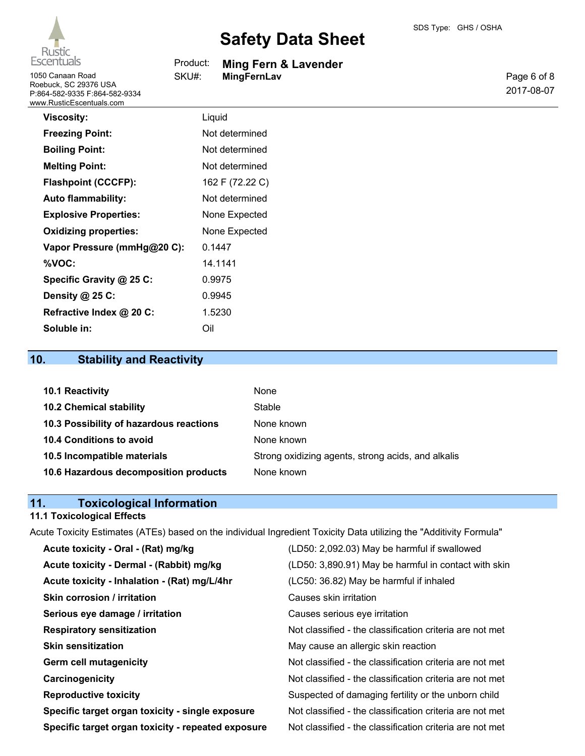| | |
|---|---|
| **Viscosity:** | Liquid |
| **Freezing Point:** | Not determined |
| **Boiling Point:** | Not determined |
| **Melting Point:** | Not determined |
| **Flashpoint (CCCFP):** | 162 F (72.22 C) |
| **Auto flammability:** | Not determined |
| **Explosive Properties:** | None Expected |
| **Oxidizing properties:** | None Expected |
| **Vapor Pressure (mmHg@20 C):** | 0.1447 |
| **%VOC:** | 14.1141 |
| **Specific Gravity @ 25 C:** | 0.9975 |
| **Density @ 25 C:** | 0.9945 |
| **Refractive Index @ 20 C:** | 1.5230 |
| **Soluble in:** | Oil |

## 10. Stability and Reactivity

| | |
|---|---|
| **10.1 Reactivity** | None |
| **10.2 Chemical stability** | Stable |
| **10.3 Possibility of hazardous reactions** | None known |
| **10.4 Conditions to avoid** | None known |
| **10.5 Incompatible materials** | Strong oxidizing agents, strong acids, and alkalis |
| **10.6 Hazardous decomposition products** | None known |

## 11. Toxicological Information

### 11.1 Toxicological Effects

Acute Toxicity Estimates (ATEs) based on the individual Ingredient Toxicity Data utilizing the "Additivity Formula"

| | |
|---|---|
| **Acute toxicity - Oral - (Rat) mg/kg** | (LD50: 2,092.03) May be harmful if swallowed |
| **Acute toxicity - Dermal - (Rabbit) mg/kg** | (LD50: 3,890.91) May be harmful in contact with skin |
| **Acute toxicity - Inhalation - (Rat) mg/L/4hr** | (LC50: 36.82) May be harmful if inhaled |
| **Skin corrosion / irritation** | Causes skin irritation |
| **Serious eye damage / irritation** | Causes serious eye irritation |
| **Respiratory sensitization** | Not classified - the classification criteria are not met |
| **Skin sensitization** | May cause an allergic skin reaction |
| **Germ cell mutagenicity** | Not classified - the classification criteria are not met |
| **Carcinogenicity** | Not classified - the classification criteria are not met |
| **Reproductive toxicity** | Suspected of damaging fertility or the unborn child |
| **Specific target organ toxicity - single exposure** | Not classified - the classification criteria are not met |
| **Specific target organ toxicity - repeated exposure** | Not classified - the classification criteria are not met |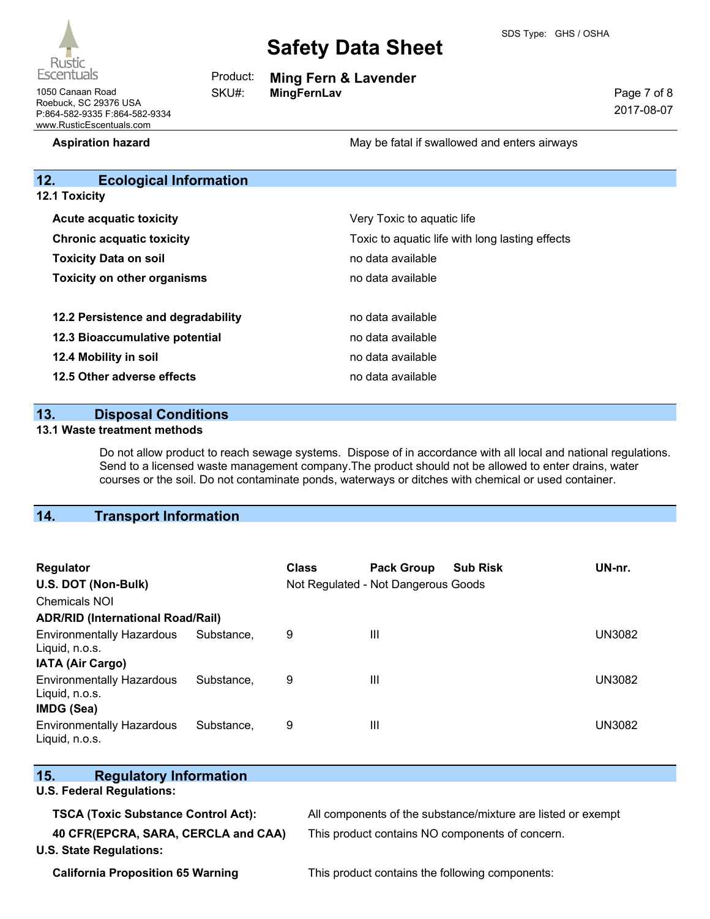| | |
|---|---|
| **Aspiration hazard** | May be fatal if swallowed and enters airways |

## 12. Ecological Information

### 12.1 Toxicity

| | |
|---|---|
| **Acute acquatic toxicity** | Very Toxic to aquatic life |
| **Chronic acquatic toxicity** | Toxic to aquatic life with long lasting effects |
| **Toxicity Data on soil** | no data available |
| **Toxicity on other organisms** | no data available |

| | |
|---|---|
| **12.2 Persistence and degradability** | no data available |
| **12.3 Bioaccumulative potential** | no data available |
| **12.4 Mobility in soil** | no data available |
| **12.5 Other adverse effects** | no data available |

## 13. Disposal Conditions

### 13.1 Waste treatment methods

Do not allow product to reach sewage systems. Dispose of in accordance with all local and national regulations. Send to a licensed waste management company.The product should not be allowed to enter drains, water courses or the soil. Do not contaminate ponds, waterways or ditches with chemical or used container.

## 14. Transport Information

| Regulator | Class | Pack Group | Sub Risk | UN-nr. |
|---|---|---|---|---|
| **U.S. DOT (Non-Bulk)** | Not Regulated - Not Dangerous Goods | | | |
| Chemicals NOI | | | | |
| **ADR/RID (International Road/Rail)** | | | | |
| Environmentally Hazardous Substance, Liquid, n.o.s. | 9 | III | | UN3082 |
| **IATA (Air Cargo)** | | | | |
| Environmentally Hazardous Substance, Liquid, n.o.s. | 9 | III | | UN3082 |
| **IMDG (Sea)** | | | | |
| Environmentally Hazardous Substance, Liquid, n.o.s. | 9 | III | | UN3082 |

## 15. Regulatory Information

**U.S. Federal Regulations:**

| | |
|---|---|
| **TSCA (Toxic Substance Control Act):** | All components of the substance/mixture are listed or exempt |
| **40 CFR(EPCRA, SARA, CERCLA and CAA)** | This product contains NO components of concern. |

**U.S. State Regulations:**

| | |
|---|---|
| **California Proposition 65 Warning** | This product contains the following components: |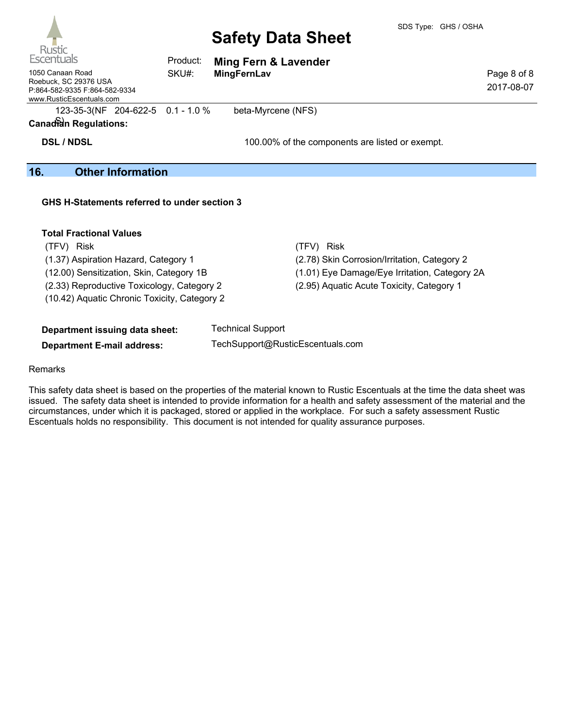| | | | |
|---|---|---|---|
| 123-35-3(NFS) | 204-622-5 | 0.1 - 1.0 % | beta-Myrcene (NFS) |

**Canadian Regulations:**

**DSL / NDSL** 100.00% of the components are listed or exempt.

## 16. Other Information

**GHS H-Statements referred to under section 3**

**Total Fractional Values**

| (TFV) Risk | (TFV) Risk |
|---|---|
| (1.37) Aspiration Hazard, Category 1 | (2.78) Skin Corrosion/Irritation, Category 2 |
| (12.00) Sensitization, Skin, Category 1B | (1.01) Eye Damage/Eye Irritation, Category 2A |
| (2.33) Reproductive Toxicology, Category 2 | (2.95) Aquatic Acute Toxicity, Category 1 |
| (10.42) Aquatic Chronic Toxicity, Category 2 | |

**Department issuing data sheet:** Technical Support

**Department E-mail address:** TechSupport@RusticEscentuals.com

Remarks

This safety data sheet is based on the properties of the material known to Rustic Escentuals at the time the data sheet was issued. The safety data sheet is intended to provide information for a health and safety assessment of the material and the circumstances, under which it is packaged, stored or applied in the workplace. For such a safety assessment Rustic Escentuals holds no responsibility. This document is not intended for quality assurance purposes.